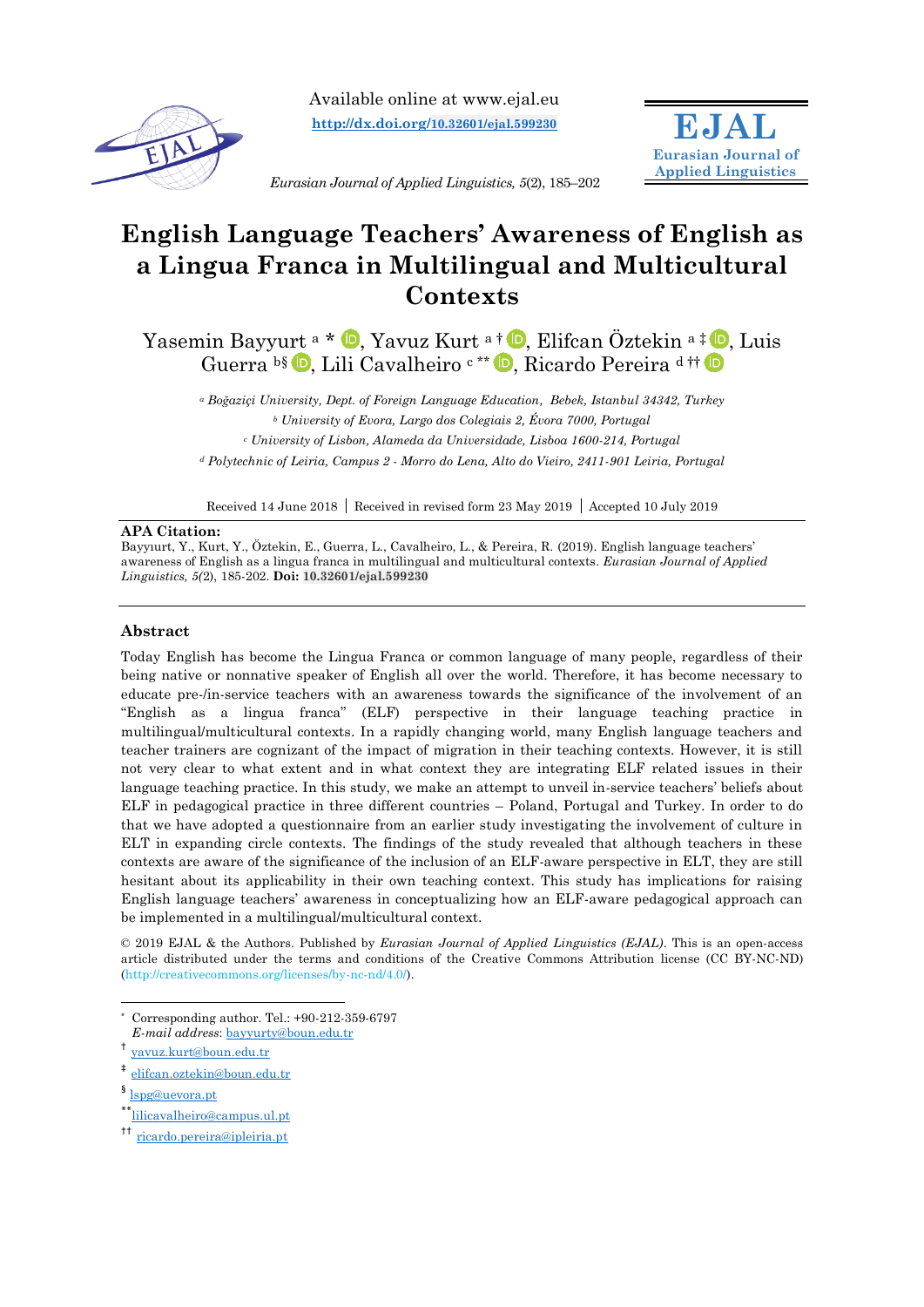Available online at www.ejal.eu

**http://dx.doi.org/10.32601/ejal.599230**

**EJAL**
**Eurasian Journal of Applied Linguistics**

*Eurasian Journal of Applied Linguistics, 5*(2), 185–202

# English Language Teachers' Awareness of English as a Lingua Franca in Multilingual and Multicultural Contexts

Yasemin Bayyurt [a] *, Yavuz Kurt [a] †, Elifcan Öztekin [a] ‡, Luis Guerra [b] §, Lili Cavalheiro [c] **, Ricardo Pereira [d] ††

[a] *Boğaziçi University, Dept. of Foreign Language Education, Bebek, Istanbul 34342, Turkey*

[b] *University of Evora, Largo dos Colegiais 2, Évora 7000, Portugal*

[c] *University of Lisbon, Alameda da Universidade, Lisboa 1600-214, Portugal*

[d] *Polytechnic of Leiria, Campus 2 - Morro do Lena, Alto do Vieiro, 2411-901 Leiria, Portugal*

Received 14 June 2018 | Received in revised form 23 May 2019 | Accepted 10 July 2019

**APA Citation:**
Bayyurt, Y., Kurt, Y., Öztekin, E., Guerra, L., Cavalheiro, L., & Pereira, R. (2019). English language teachers' awareness of English as a lingua franca in multilingual and multicultural contexts. *Eurasian Journal of Applied Linguistics, 5(*2), 185-202. **Doi: 10.32601/ejal.599230**

## Abstract

Today English has become the Lingua Franca or common language of many people, regardless of their being native or nonnative speaker of English all over the world. Therefore, it has become necessary to educate pre-/in-service teachers with an awareness towards the significance of the involvement of an "English as a lingua franca" (ELF) perspective in their language teaching practice in multilingual/multicultural contexts. In a rapidly changing world, many English language teachers and teacher trainers are cognizant of the impact of migration in their teaching contexts. However, it is still not very clear to what extent and in what context they are integrating ELF related issues in their language teaching practice. In this study, we make an attempt to unveil in-service teachers' beliefs about ELF in pedagogical practice in three different countries – Poland, Portugal and Turkey. In order to do that we have adopted a questionnaire from an earlier study investigating the involvement of culture in ELT in expanding circle contexts. The findings of the study revealed that although teachers in these contexts are aware of the significance of the inclusion of an ELF-aware perspective in ELT, they are still hesitant about its applicability in their own teaching context. This study has implications for raising English language teachers' awareness in conceptualizing how an ELF-aware pedagogical approach can be implemented in a multilingual/multicultural context.

© 2019 EJAL & the Authors. Published by *Eurasian Journal of Applied Linguistics (EJAL)*. This is an open-access article distributed under the terms and conditions of the Creative Commons Attribution license (CC BY-NC-ND) (http://creativecommons.org/licenses/by-nc-nd/4.0/).

---

\* Corresponding author. Tel.: +90-212-359-6797
*E-mail address*: bayyurty@boun.edu.tr

† yavuz.kurt@boun.edu.tr

‡ elifcan.oztekin@boun.edu.tr

§ lspg@uevora.pt

** lilicavalheiro@campus.ul.pt

†† ricardo.pereira@ipleiria.pt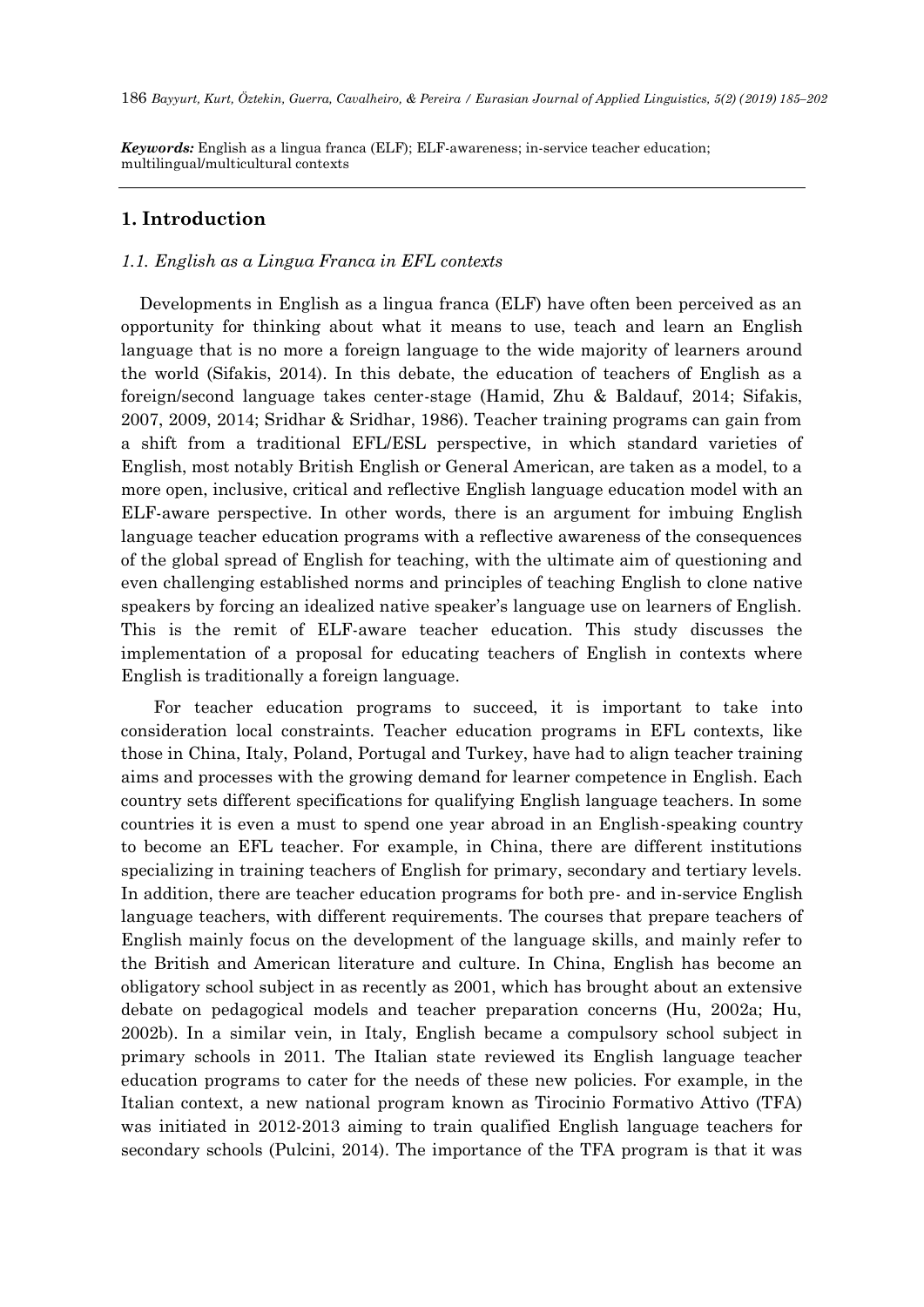***Keywords:*** English as a lingua franca (ELF); ELF-awareness; in-service teacher education; multilingual/multicultural contexts

## 1. Introduction

### *1.1. English as a Lingua Franca in EFL contexts*

Developments in English as a lingua franca (ELF) have often been perceived as an opportunity for thinking about what it means to use, teach and learn an English language that is no more a foreign language to the wide majority of learners around the world (Sifakis, 2014). In this debate, the education of teachers of English as a foreign/second language takes center-stage (Hamid, Zhu & Baldauf, 2014; Sifakis, 2007, 2009, 2014; Sridhar & Sridhar, 1986). Teacher training programs can gain from a shift from a traditional EFL/ESL perspective, in which standard varieties of English, most notably British English or General American, are taken as a model, to a more open, inclusive, critical and reflective English language education model with an ELF-aware perspective. In other words, there is an argument for imbuing English language teacher education programs with a reflective awareness of the consequences of the global spread of English for teaching, with the ultimate aim of questioning and even challenging established norms and principles of teaching English to clone native speakers by forcing an idealized native speaker's language use on learners of English. This is the remit of ELF-aware teacher education. This study discusses the implementation of a proposal for educating teachers of English in contexts where English is traditionally a foreign language.

For teacher education programs to succeed, it is important to take into consideration local constraints. Teacher education programs in EFL contexts, like those in China, Italy, Poland, Portugal and Turkey, have had to align teacher training aims and processes with the growing demand for learner competence in English. Each country sets different specifications for qualifying English language teachers. In some countries it is even a must to spend one year abroad in an English-speaking country to become an EFL teacher. For example, in China, there are different institutions specializing in training teachers of English for primary, secondary and tertiary levels. In addition, there are teacher education programs for both pre- and in-service English language teachers, with different requirements. The courses that prepare teachers of English mainly focus on the development of the language skills, and mainly refer to the British and American literature and culture. In China, English has become an obligatory school subject in as recently as 2001, which has brought about an extensive debate on pedagogical models and teacher preparation concerns (Hu, 2002a; Hu, 2002b). In a similar vein, in Italy, English became a compulsory school subject in primary schools in 2011. The Italian state reviewed its English language teacher education programs to cater for the needs of these new policies. For example, in the Italian context, a new national program known as Tirocinio Formativo Attivo (TFA) was initiated in 2012-2013 aiming to train qualified English language teachers for secondary schools (Pulcini, 2014). The importance of the TFA program is that it was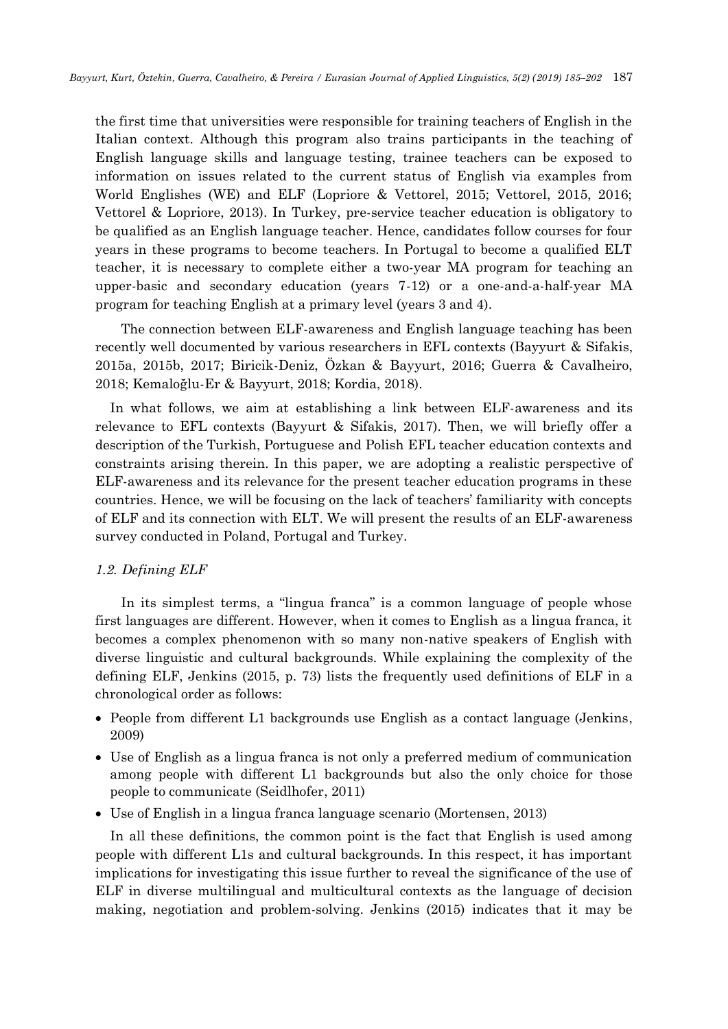the first time that universities were responsible for training teachers of English in the Italian context. Although this program also trains participants in the teaching of English language skills and language testing, trainee teachers can be exposed to information on issues related to the current status of English via examples from World Englishes (WE) and ELF (Lopriore & Vettorel, 2015; Vettorel, 2015, 2016; Vettorel & Lopriore, 2013). In Turkey, pre-service teacher education is obligatory to be qualified as an English language teacher. Hence, candidates follow courses for four years in these programs to become teachers. In Portugal to become a qualified ELT teacher, it is necessary to complete either a two-year MA program for teaching an upper-basic and secondary education (years 7-12) or a one-and-a-half-year MA program for teaching English at a primary level (years 3 and 4).

The connection between ELF-awareness and English language teaching has been recently well documented by various researchers in EFL contexts (Bayyurt & Sifakis, 2015a, 2015b, 2017; Biricik-Deniz, Özkan & Bayyurt, 2016; Guerra & Cavalheiro, 2018; Kemaloğlu-Er & Bayyurt, 2018; Kordia, 2018).

In what follows, we aim at establishing a link between ELF-awareness and its relevance to EFL contexts (Bayyurt & Sifakis, 2017). Then, we will briefly offer a description of the Turkish, Portuguese and Polish EFL teacher education contexts and constraints arising therein. In this paper, we are adopting a realistic perspective of ELF-awareness and its relevance for the present teacher education programs in these countries. Hence, we will be focusing on the lack of teachers' familiarity with concepts of ELF and its connection with ELT. We will present the results of an ELF-awareness survey conducted in Poland, Portugal and Turkey.

### *1.2. Defining ELF*

In its simplest terms, a "lingua franca" is a common language of people whose first languages are different. However, when it comes to English as a lingua franca, it becomes a complex phenomenon with so many non-native speakers of English with diverse linguistic and cultural backgrounds. While explaining the complexity of the defining ELF, Jenkins (2015, p. 73) lists the frequently used definitions of ELF in a chronological order as follows:

- People from different L1 backgrounds use English as a contact language (Jenkins, 2009)
- Use of English as a lingua franca is not only a preferred medium of communication among people with different L1 backgrounds but also the only choice for those people to communicate (Seidlhofer, 2011)
- Use of English in a lingua franca language scenario (Mortensen, 2013)

In all these definitions, the common point is the fact that English is used among people with different L1s and cultural backgrounds. In this respect, it has important implications for investigating this issue further to reveal the significance of the use of ELF in diverse multilingual and multicultural contexts as the language of decision making, negotiation and problem-solving. Jenkins (2015) indicates that it may be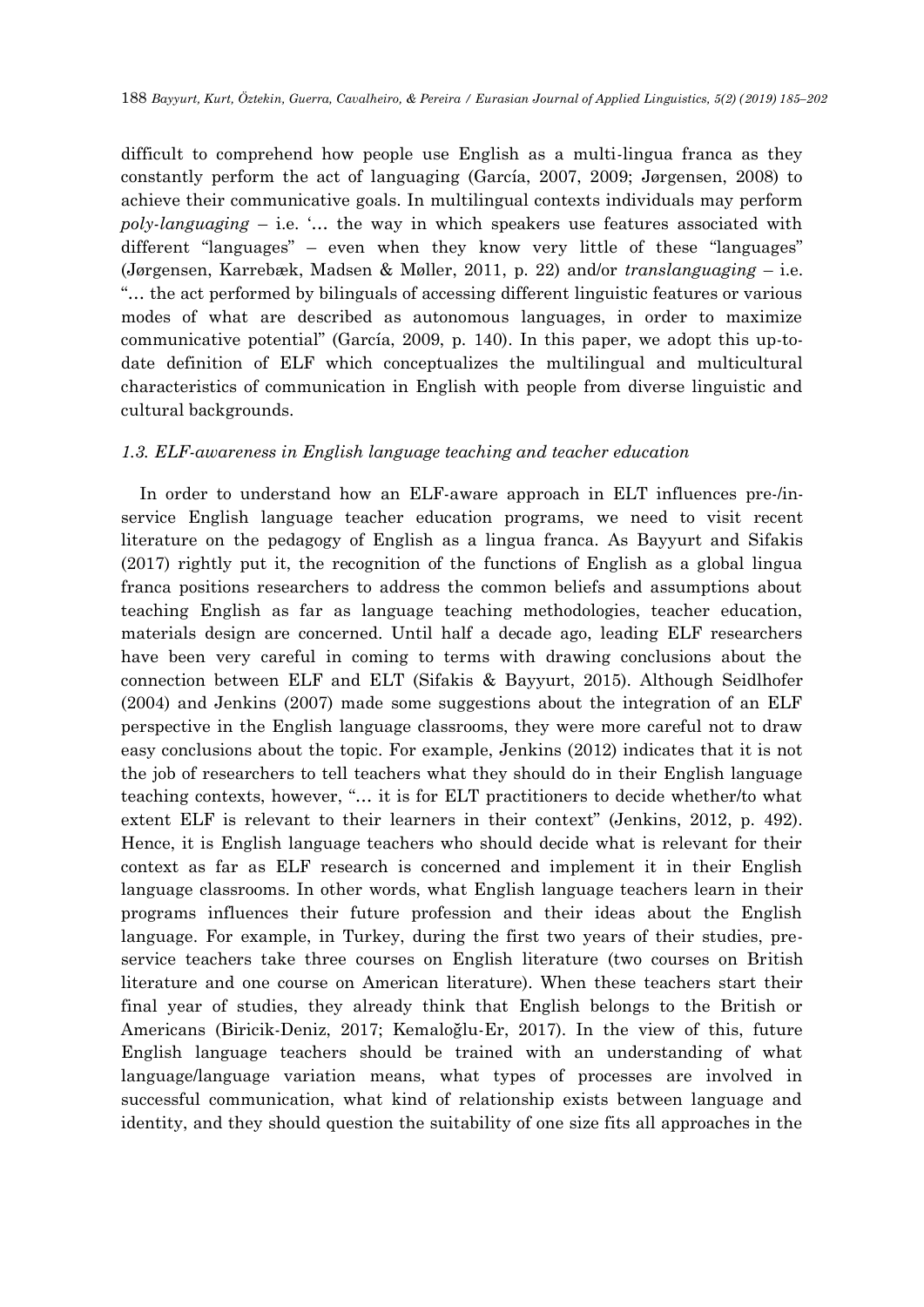difficult to comprehend how people use English as a multi-lingua franca as they constantly perform the act of languaging (García, 2007, 2009; Jørgensen, 2008) to achieve their communicative goals. In multilingual contexts individuals may perform *poly-languaging* – i.e. '… the way in which speakers use features associated with different "languages" – even when they know very little of these "languages" (Jørgensen, Karrebæk, Madsen & Møller, 2011, p. 22) and/or *translanguaging* – i.e. "… the act performed by bilinguals of accessing different linguistic features or various modes of what are described as autonomous languages, in order to maximize communicative potential" (García, 2009, p. 140). In this paper, we adopt this up-to-date definition of ELF which conceptualizes the multilingual and multicultural characteristics of communication in English with people from diverse linguistic and cultural backgrounds.

### *1.3. ELF-awareness in English language teaching and teacher education*

In order to understand how an ELF-aware approach in ELT influences pre-/in-service English language teacher education programs, we need to visit recent literature on the pedagogy of English as a lingua franca. As Bayyurt and Sifakis (2017) rightly put it, the recognition of the functions of English as a global lingua franca positions researchers to address the common beliefs and assumptions about teaching English as far as language teaching methodologies, teacher education, materials design are concerned. Until half a decade ago, leading ELF researchers have been very careful in coming to terms with drawing conclusions about the connection between ELF and ELT (Sifakis & Bayyurt, 2015). Although Seidlhofer (2004) and Jenkins (2007) made some suggestions about the integration of an ELF perspective in the English language classrooms, they were more careful not to draw easy conclusions about the topic. For example, Jenkins (2012) indicates that it is not the job of researchers to tell teachers what they should do in their English language teaching contexts, however, "… it is for ELT practitioners to decide whether/to what extent ELF is relevant to their learners in their context" (Jenkins, 2012, p. 492). Hence, it is English language teachers who should decide what is relevant for their context as far as ELF research is concerned and implement it in their English language classrooms. In other words, what English language teachers learn in their programs influences their future profession and their ideas about the English language. For example, in Turkey, during the first two years of their studies, pre-service teachers take three courses on English literature (two courses on British literature and one course on American literature). When these teachers start their final year of studies, they already think that English belongs to the British or Americans (Biricik-Deniz, 2017; Kemaloğlu-Er, 2017). In the view of this, future English language teachers should be trained with an understanding of what language/language variation means, what types of processes are involved in successful communication, what kind of relationship exists between language and identity, and they should question the suitability of one size fits all approaches in the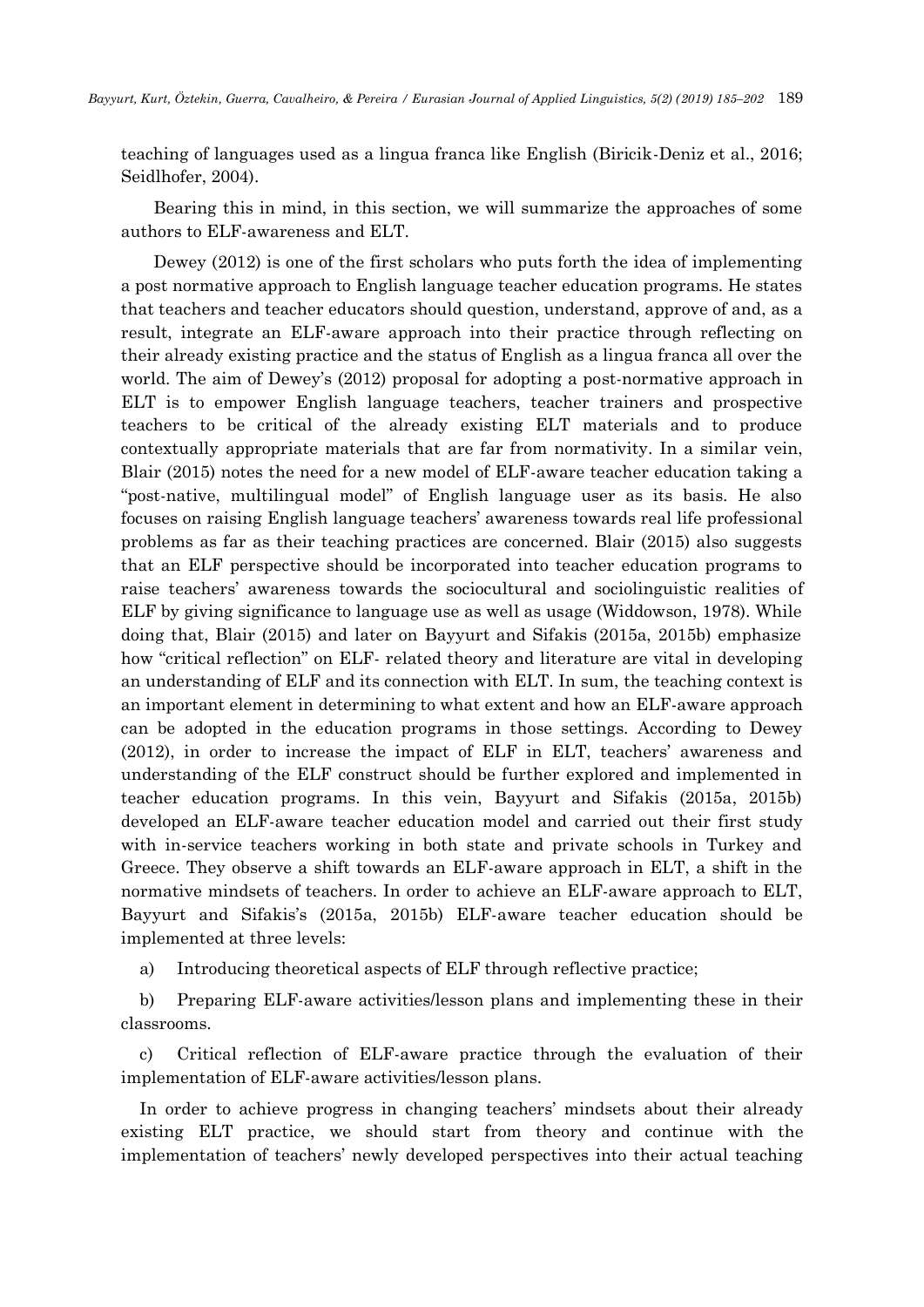teaching of languages used as a lingua franca like English (Biricik-Deniz et al., 2016; Seidlhofer, 2004).

Bearing this in mind, in this section, we will summarize the approaches of some authors to ELF-awareness and ELT.

Dewey (2012) is one of the first scholars who puts forth the idea of implementing a post normative approach to English language teacher education programs. He states that teachers and teacher educators should question, understand, approve of and, as a result, integrate an ELF-aware approach into their practice through reflecting on their already existing practice and the status of English as a lingua franca all over the world. The aim of Dewey's (2012) proposal for adopting a post-normative approach in ELT is to empower English language teachers, teacher trainers and prospective teachers to be critical of the already existing ELT materials and to produce contextually appropriate materials that are far from normativity. In a similar vein, Blair (2015) notes the need for a new model of ELF-aware teacher education taking a "post-native, multilingual model" of English language user as its basis. He also focuses on raising English language teachers' awareness towards real life professional problems as far as their teaching practices are concerned. Blair (2015) also suggests that an ELF perspective should be incorporated into teacher education programs to raise teachers' awareness towards the sociocultural and sociolinguistic realities of ELF by giving significance to language use as well as usage (Widdowson, 1978). While doing that, Blair (2015) and later on Bayyurt and Sifakis (2015a, 2015b) emphasize how "critical reflection" on ELF- related theory and literature are vital in developing an understanding of ELF and its connection with ELT. In sum, the teaching context is an important element in determining to what extent and how an ELF-aware approach can be adopted in the education programs in those settings. According to Dewey (2012), in order to increase the impact of ELF in ELT, teachers' awareness and understanding of the ELF construct should be further explored and implemented in teacher education programs. In this vein, Bayyurt and Sifakis (2015a, 2015b) developed an ELF-aware teacher education model and carried out their first study with in-service teachers working in both state and private schools in Turkey and Greece. They observe a shift towards an ELF-aware approach in ELT, a shift in the normative mindsets of teachers. In order to achieve an ELF-aware approach to ELT, Bayyurt and Sifakis's (2015a, 2015b) ELF-aware teacher education should be implemented at three levels:

a) Introducing theoretical aspects of ELF through reflective practice;

b) Preparing ELF-aware activities/lesson plans and implementing these in their classrooms.

c) Critical reflection of ELF-aware practice through the evaluation of their implementation of ELF-aware activities/lesson plans.

In order to achieve progress in changing teachers' mindsets about their already existing ELT practice, we should start from theory and continue with the implementation of teachers' newly developed perspectives into their actual teaching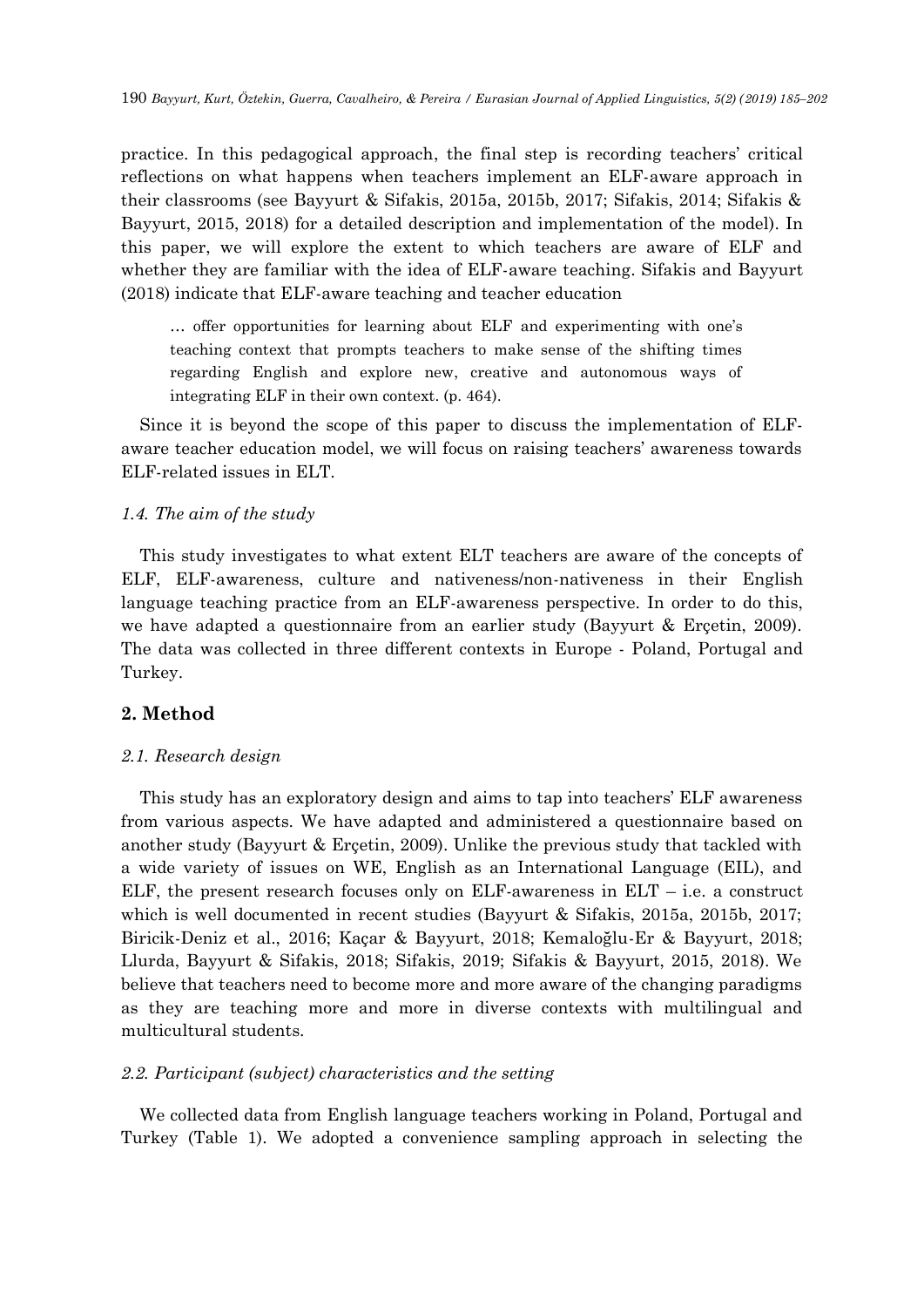practice. In this pedagogical approach, the final step is recording teachers' critical reflections on what happens when teachers implement an ELF-aware approach in their classrooms (see Bayyurt & Sifakis, 2015a, 2015b, 2017; Sifakis, 2014; Sifakis & Bayyurt, 2015, 2018) for a detailed description and implementation of the model). In this paper, we will explore the extent to which teachers are aware of ELF and whether they are familiar with the idea of ELF-aware teaching. Sifakis and Bayyurt (2018) indicate that ELF-aware teaching and teacher education

> … offer opportunities for learning about ELF and experimenting with one's teaching context that prompts teachers to make sense of the shifting times regarding English and explore new, creative and autonomous ways of integrating ELF in their own context. (p. 464).

Since it is beyond the scope of this paper to discuss the implementation of ELF-aware teacher education model, we will focus on raising teachers' awareness towards ELF-related issues in ELT.

### *1.4. The aim of the study*

This study investigates to what extent ELT teachers are aware of the concepts of ELF, ELF-awareness, culture and nativeness/non-nativeness in their English language teaching practice from an ELF-awareness perspective. In order to do this, we have adapted a questionnaire from an earlier study (Bayyurt & Erçetin, 2009). The data was collected in three different contexts in Europe - Poland, Portugal and Turkey.

## **2. Method**

### *2.1. Research design*

This study has an exploratory design and aims to tap into teachers' ELF awareness from various aspects. We have adapted and administered a questionnaire based on another study (Bayyurt & Erçetin, 2009). Unlike the previous study that tackled with a wide variety of issues on WE, English as an International Language (EIL), and ELF, the present research focuses only on ELF-awareness in ELT – i.e. a construct which is well documented in recent studies (Bayyurt & Sifakis, 2015a, 2015b, 2017; Biricik-Deniz et al., 2016; Kaçar & Bayyurt, 2018; Kemaloğlu-Er & Bayyurt, 2018; Llurda, Bayyurt & Sifakis, 2018; Sifakis, 2019; Sifakis & Bayyurt, 2015, 2018). We believe that teachers need to become more and more aware of the changing paradigms as they are teaching more and more in diverse contexts with multilingual and multicultural students.

### *2.2. Participant (subject) characteristics and the setting*

We collected data from English language teachers working in Poland, Portugal and Turkey (Table 1). We adopted a convenience sampling approach in selecting the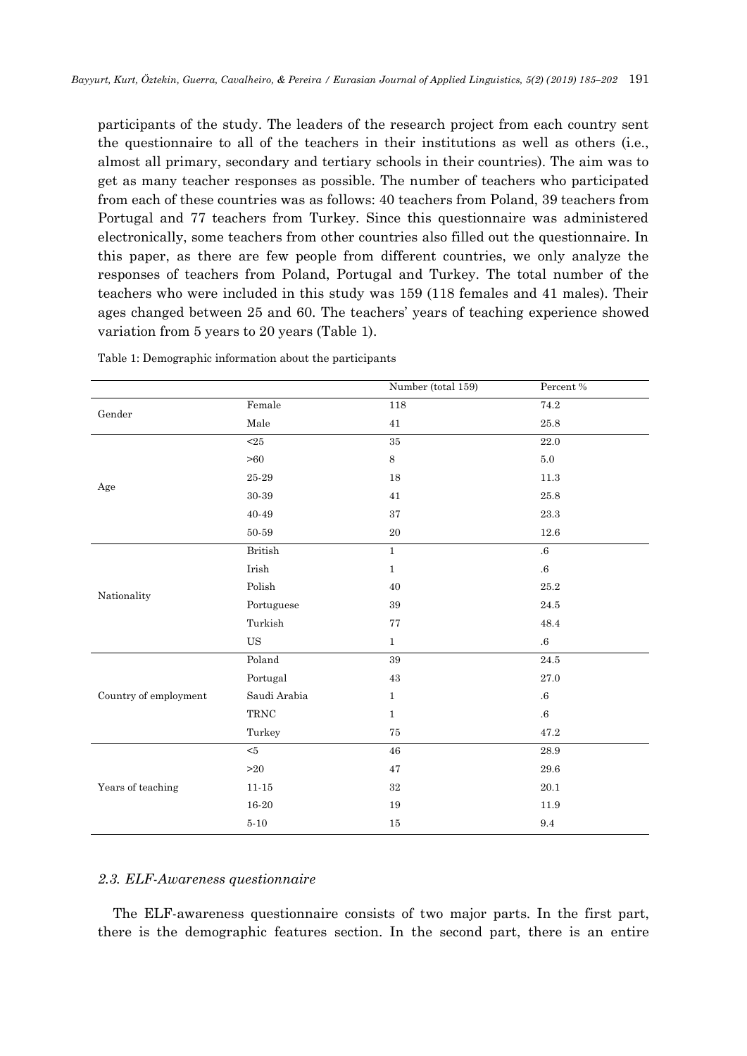participants of the study. The leaders of the research project from each country sent the questionnaire to all of the teachers in their institutions as well as others (i.e., almost all primary, secondary and tertiary schools in their countries). The aim was to get as many teacher responses as possible. The number of teachers who participated from each of these countries was as follows: 40 teachers from Poland, 39 teachers from Portugal and 77 teachers from Turkey. Since this questionnaire was administered electronically, some teachers from other countries also filled out the questionnaire. In this paper, as there are few people from different countries, we only analyze the responses of teachers from Poland, Portugal and Turkey. The total number of the teachers who were included in this study was 159 (118 females and 41 males). Their ages changed between 25 and 60. The teachers' years of teaching experience showed variation from 5 years to 20 years (Table 1).

Table 1: Demographic information about the participants

| | | Number (total 159) | Percent % |
|---|---|---|---|
| Gender | Female | 118 | 74.2 |
| | Male | 41 | 25.8 |
| Age | <25 | 35 | 22.0 |
| | >60 | 8 | 5.0 |
| | 25-29 | 18 | 11.3 |
| | 30-39 | 41 | 25.8 |
| | 40-49 | 37 | 23.3 |
| | 50-59 | 20 | 12.6 |
| Nationality | British | 1 | .6 |
| | Irish | 1 | .6 |
| | Polish | 40 | 25.2 |
| | Portuguese | 39 | 24.5 |
| | Turkish | 77 | 48.4 |
| | US | 1 | .6 |
| Country of employment | Poland | 39 | 24.5 |
| | Portugal | 43 | 27.0 |
| | Saudi Arabia | 1 | .6 |
| | TRNC | 1 | .6 |
| | Turkey | 75 | 47.2 |
| Years of teaching | <5 | 46 | 28.9 |
| | >20 | 47 | 29.6 |
| | 11-15 | 32 | 20.1 |
| | 16-20 | 19 | 11.9 |
| | 5-10 | 15 | 9.4 |

### *2.3. ELF-Awareness questionnaire*

The ELF-awareness questionnaire consists of two major parts. In the first part, there is the demographic features section. In the second part, there is an entire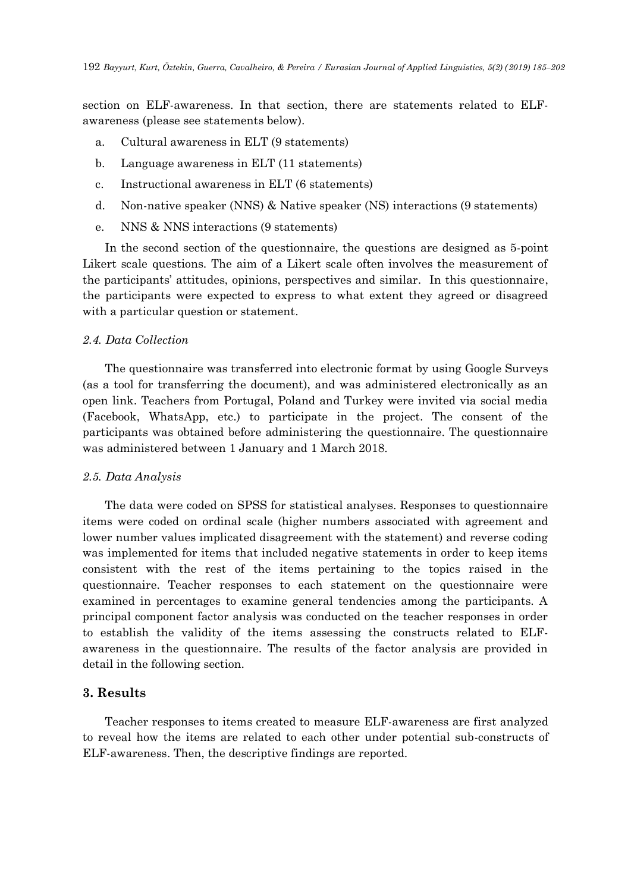section on ELF-awareness. In that section, there are statements related to ELF-awareness (please see statements below).

a. Cultural awareness in ELT (9 statements)

b. Language awareness in ELT (11 statements)

c. Instructional awareness in ELT (6 statements)

d. Non-native speaker (NNS) & Native speaker (NS) interactions (9 statements)

e. NNS & NNS interactions (9 statements)

In the second section of the questionnaire, the questions are designed as 5-point Likert scale questions. The aim of a Likert scale often involves the measurement of the participants' attitudes, opinions, perspectives and similar. In this questionnaire, the participants were expected to express to what extent they agreed or disagreed with a particular question or statement.

### *2.4. Data Collection*

The questionnaire was transferred into electronic format by using Google Surveys (as a tool for transferring the document), and was administered electronically as an open link. Teachers from Portugal, Poland and Turkey were invited via social media (Facebook, WhatsApp, etc.) to participate in the project. The consent of the participants was obtained before administering the questionnaire. The questionnaire was administered between 1 January and 1 March 2018.

### *2.5. Data Analysis*

The data were coded on SPSS for statistical analyses. Responses to questionnaire items were coded on ordinal scale (higher numbers associated with agreement and lower number values implicated disagreement with the statement) and reverse coding was implemented for items that included negative statements in order to keep items consistent with the rest of the items pertaining to the topics raised in the questionnaire. Teacher responses to each statement on the questionnaire were examined in percentages to examine general tendencies among the participants. A principal component factor analysis was conducted on the teacher responses in order to establish the validity of the items assessing the constructs related to ELF-awareness in the questionnaire. The results of the factor analysis are provided in detail in the following section.

## **3. Results**

Teacher responses to items created to measure ELF-awareness are first analyzed to reveal how the items are related to each other under potential sub-constructs of ELF-awareness. Then, the descriptive findings are reported.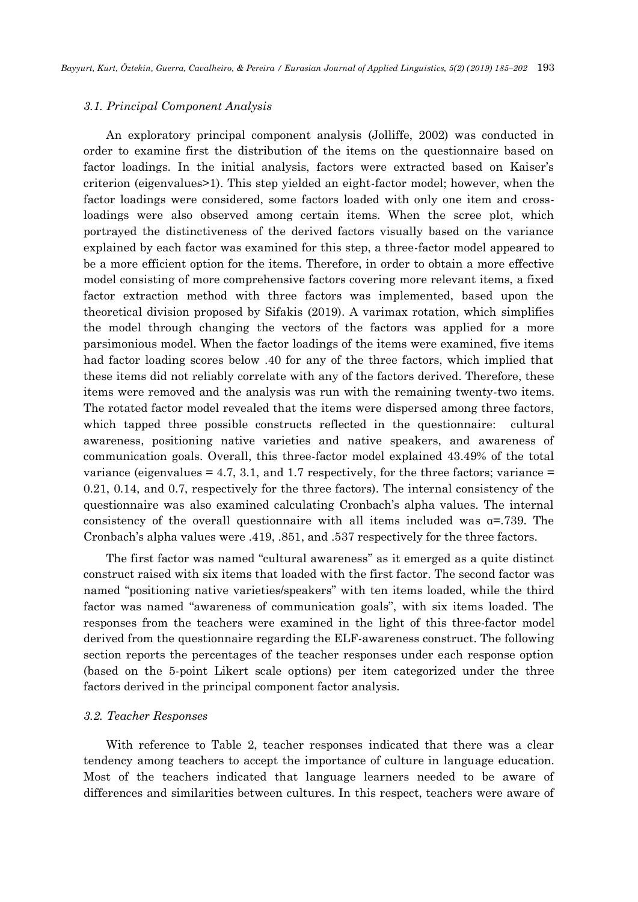### *3.1. Principal Component Analysis*

An exploratory principal component analysis (Jolliffe, 2002) was conducted in order to examine first the distribution of the items on the questionnaire based on factor loadings. In the initial analysis, factors were extracted based on Kaiser's criterion (eigenvalues>1). This step yielded an eight-factor model; however, when the factor loadings were considered, some factors loaded with only one item and cross-loadings were also observed among certain items. When the scree plot, which portrayed the distinctiveness of the derived factors visually based on the variance explained by each factor was examined for this step, a three-factor model appeared to be a more efficient option for the items. Therefore, in order to obtain a more effective model consisting of more comprehensive factors covering more relevant items, a fixed factor extraction method with three factors was implemented, based upon the theoretical division proposed by Sifakis (2019). A varimax rotation, which simplifies the model through changing the vectors of the factors was applied for a more parsimonious model. When the factor loadings of the items were examined, five items had factor loading scores below .40 for any of the three factors, which implied that these items did not reliably correlate with any of the factors derived. Therefore, these items were removed and the analysis was run with the remaining twenty-two items. The rotated factor model revealed that the items were dispersed among three factors, which tapped three possible constructs reflected in the questionnaire: cultural awareness, positioning native varieties and native speakers, and awareness of communication goals. Overall, this three-factor model explained 43.49% of the total variance (eigenvalues = 4.7, 3.1, and 1.7 respectively, for the three factors; variance = 0.21, 0.14, and 0.7, respectively for the three factors). The internal consistency of the questionnaire was also examined calculating Cronbach's alpha values. The internal consistency of the overall questionnaire with all items included was $\alpha$=.739. The Cronbach's alpha values were .419, .851, and .537 respectively for the three factors.

The first factor was named "cultural awareness" as it emerged as a quite distinct construct raised with six items that loaded with the first factor. The second factor was named "positioning native varieties/speakers" with ten items loaded, while the third factor was named "awareness of communication goals", with six items loaded. The responses from the teachers were examined in the light of this three-factor model derived from the questionnaire regarding the ELF-awareness construct. The following section reports the percentages of the teacher responses under each response option (based on the 5-point Likert scale options) per item categorized under the three factors derived in the principal component factor analysis.

### *3.2. Teacher Responses*

With reference to Table 2, teacher responses indicated that there was a clear tendency among teachers to accept the importance of culture in language education. Most of the teachers indicated that language learners needed to be aware of differences and similarities between cultures. In this respect, teachers were aware of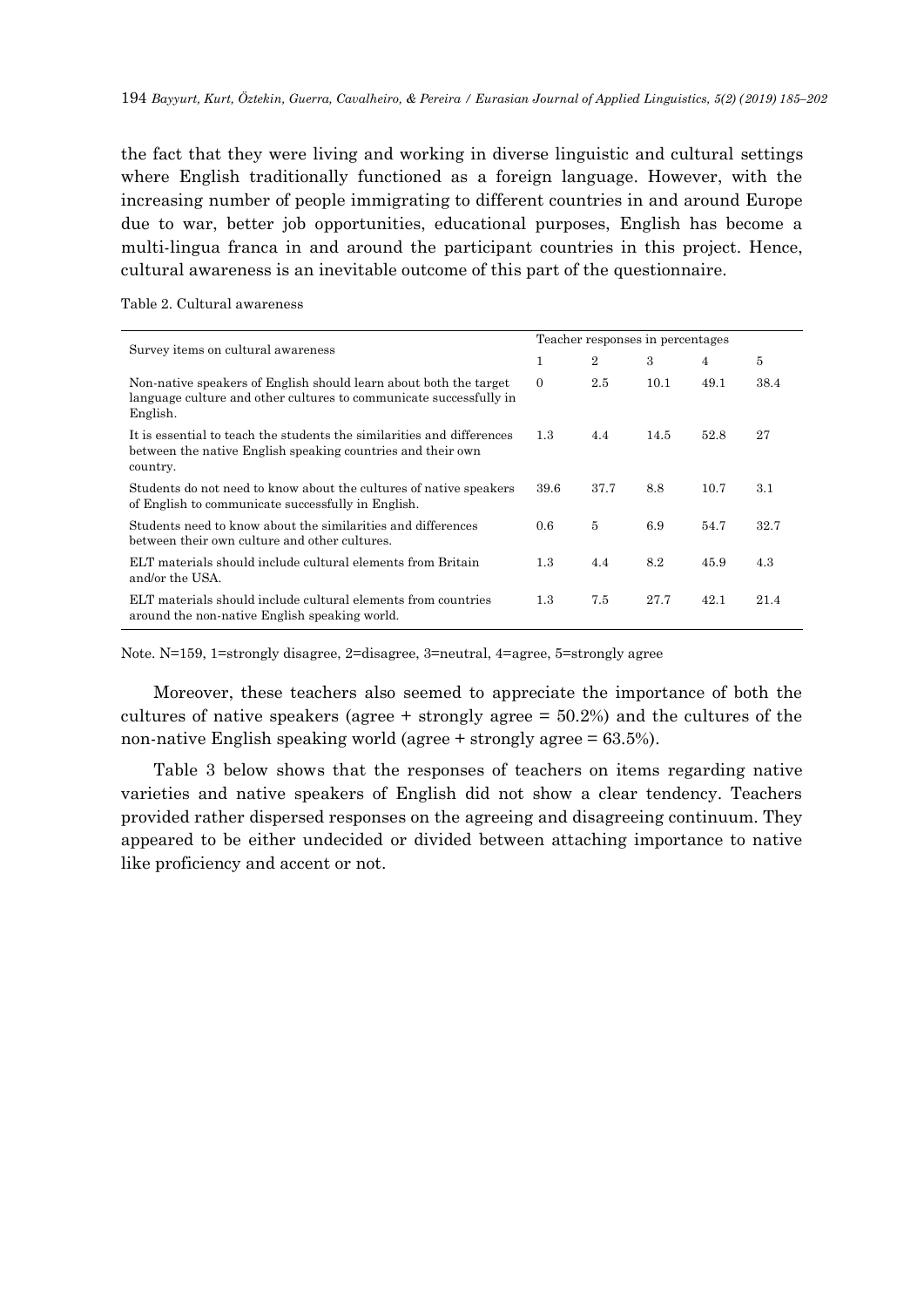the fact that they were living and working in diverse linguistic and cultural settings where English traditionally functioned as a foreign language. However, with the increasing number of people immigrating to different countries in and around Europe due to war, better job opportunities, educational purposes, English has become a multi-lingua franca in and around the participant countries in this project. Hence, cultural awareness is an inevitable outcome of this part of the questionnaire.

Table 2. Cultural awareness

| Survey items on cultural awareness | Teacher responses in percentages | | | | |
|---|---|---|---|---|---|
| | 1 | 2 | 3 | 4 | 5 |
| Non-native speakers of English should learn about both the target language culture and other cultures to communicate successfully in English. | 0 | 2.5 | 10.1 | 49.1 | 38.4 |
| It is essential to teach the students the similarities and differences between the native English speaking countries and their own country. | 1.3 | 4.4 | 14.5 | 52.8 | 27 |
| Students do not need to know about the cultures of native speakers of English to communicate successfully in English. | 39.6 | 37.7 | 8.8 | 10.7 | 3.1 |
| Students need to know about the similarities and differences between their own culture and other cultures. | 0.6 | 5 | 6.9 | 54.7 | 32.7 |
| ELT materials should include cultural elements from Britain and/or the USA. | 1.3 | 4.4 | 8.2 | 45.9 | 4.3 |
| ELT materials should include cultural elements from countries around the non-native English speaking world. | 1.3 | 7.5 | 27.7 | 42.1 | 21.4 |

Note. N=159, 1=strongly disagree, 2=disagree, 3=neutral, 4=agree, 5=strongly agree

Moreover, these teachers also seemed to appreciate the importance of both the cultures of native speakers (agree + strongly agree = 50.2%) and the cultures of the non-native English speaking world (agree + strongly agree = 63.5%).

Table 3 below shows that the responses of teachers on items regarding native varieties and native speakers of English did not show a clear tendency. Teachers provided rather dispersed responses on the agreeing and disagreeing continuum. They appeared to be either undecided or divided between attaching importance to native like proficiency and accent or not.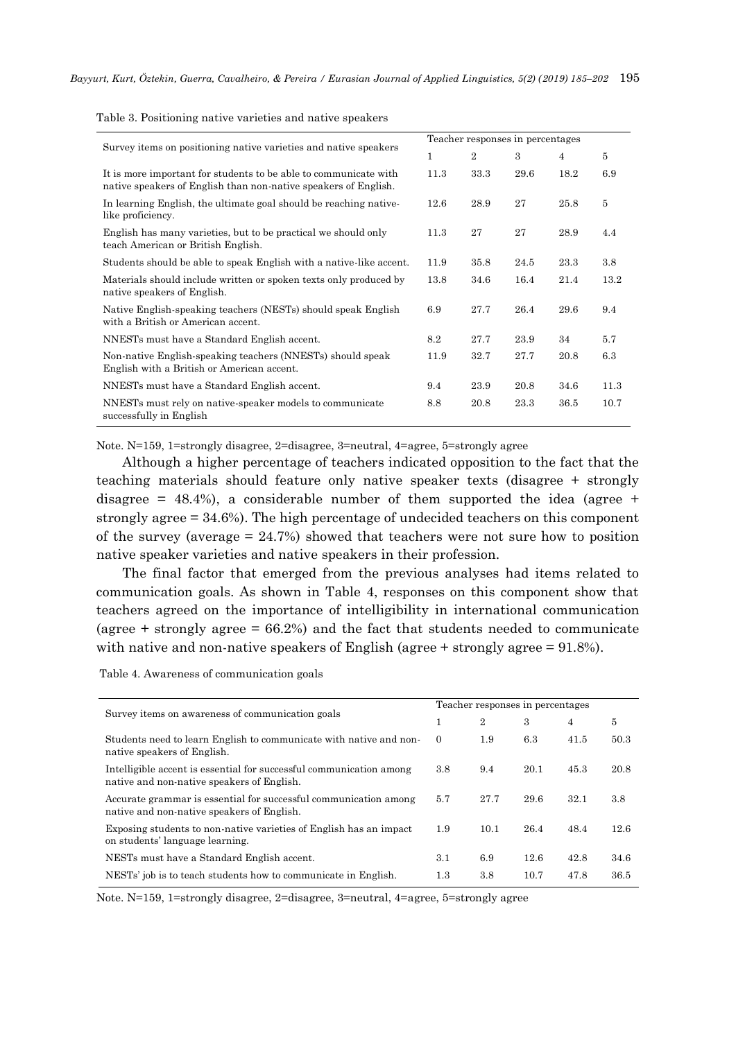Table 3. Positioning native varieties and native speakers

| Survey items on positioning native varieties and native speakers | Teacher responses in percentages | | | | |
|---|---|---|---|---|---|
| | 1 | 2 | 3 | 4 | 5 |
| It is more important for students to be able to communicate with native speakers of English than non-native speakers of English. | 11.3 | 33.3 | 29.6 | 18.2 | 6.9 |
| In learning English, the ultimate goal should be reaching native-like proficiency. | 12.6 | 28.9 | 27 | 25.8 | 5 |
| English has many varieties, but to be practical we should only teach American or British English. | 11.3 | 27 | 27 | 28.9 | 4.4 |
| Students should be able to speak English with a native-like accent. | 11.9 | 35.8 | 24.5 | 23.3 | 3.8 |
| Materials should include written or spoken texts only produced by native speakers of English. | 13.8 | 34.6 | 16.4 | 21.4 | 13.2 |
| Native English-speaking teachers (NESTs) should speak English with a British or American accent. | 6.9 | 27.7 | 26.4 | 29.6 | 9.4 |
| NNESTs must have a Standard English accent. | 8.2 | 27.7 | 23.9 | 34 | 5.7 |
| Non-native English-speaking teachers (NNESTs) should speak English with a British or American accent. | 11.9 | 32.7 | 27.7 | 20.8 | 6.3 |
| NNESTs must have a Standard English accent. | 9.4 | 23.9 | 20.8 | 34.6 | 11.3 |
| NNESTs must rely on native-speaker models to communicate successfully in English | 8.8 | 20.8 | 23.3 | 36.5 | 10.7 |

Note. N=159, 1=strongly disagree, 2=disagree, 3=neutral, 4=agree, 5=strongly agree

Although a higher percentage of teachers indicated opposition to the fact that the teaching materials should feature only native speaker texts (disagree + strongly disagree = 48.4%), a considerable number of them supported the idea (agree + strongly agree = 34.6%). The high percentage of undecided teachers on this component of the survey (average = 24.7%) showed that teachers were not sure how to position native speaker varieties and native speakers in their profession.

The final factor that emerged from the previous analyses had items related to communication goals. As shown in Table 4, responses on this component show that teachers agreed on the importance of intelligibility in international communication (agree + strongly agree = 66.2%) and the fact that students needed to communicate with native and non-native speakers of English (agree + strongly agree = 91.8%).

Table 4. Awareness of communication goals

| Survey items on awareness of communication goals | Teacher responses in percentages | | | | |
|---|---|---|---|---|---|
| | 1 | 2 | 3 | 4 | 5 |
| Students need to learn English to communicate with native and non-native speakers of English. | 0 | 1.9 | 6.3 | 41.5 | 50.3 |
| Intelligible accent is essential for successful communication among native and non-native speakers of English. | 3.8 | 9.4 | 20.1 | 45.3 | 20.8 |
| Accurate grammar is essential for successful communication among native and non-native speakers of English. | 5.7 | 27.7 | 29.6 | 32.1 | 3.8 |
| Exposing students to non-native varieties of English has an impact on students' language learning. | 1.9 | 10.1 | 26.4 | 48.4 | 12.6 |
| NESTs must have a Standard English accent. | 3.1 | 6.9 | 12.6 | 42.8 | 34.6 |
| NESTs' job is to teach students how to communicate in English. | 1.3 | 3.8 | 10.7 | 47.8 | 36.5 |

Note. N=159, 1=strongly disagree, 2=disagree, 3=neutral, 4=agree, 5=strongly agree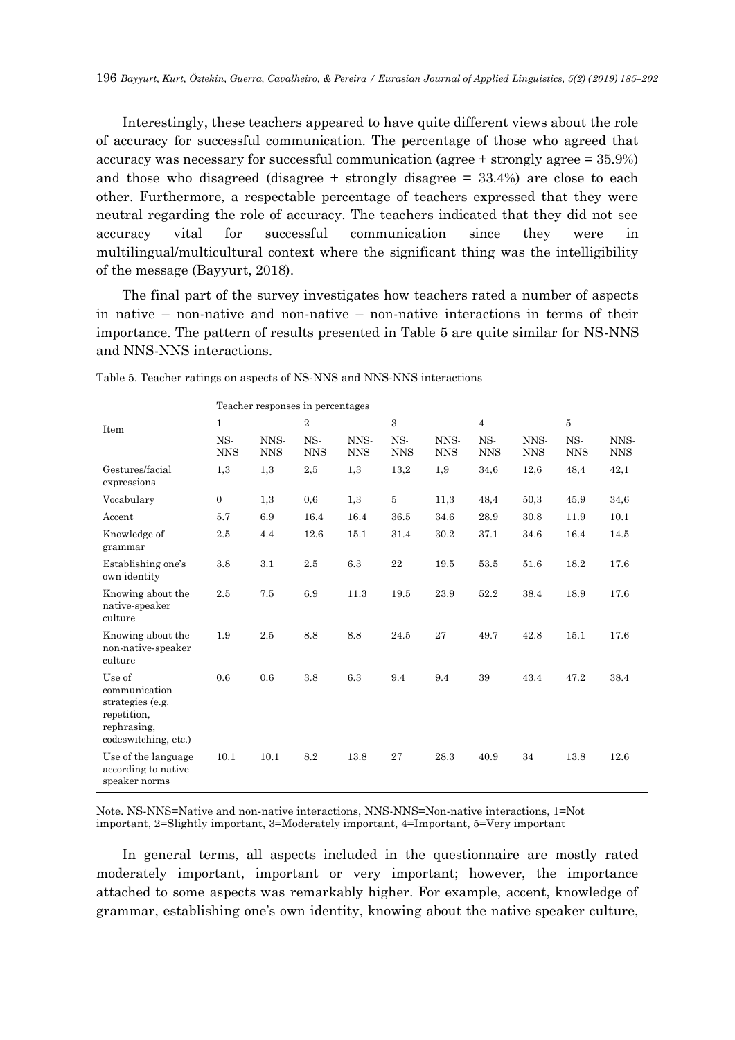Interestingly, these teachers appeared to have quite different views about the role of accuracy for successful communication. The percentage of those who agreed that accuracy was necessary for successful communication (agree + strongly agree = 35.9%) and those who disagreed (disagree + strongly disagree = 33.4%) are close to each other. Furthermore, a respectable percentage of teachers expressed that they were neutral regarding the role of accuracy. The teachers indicated that they did not see accuracy vital for successful communication since they were in multilingual/multicultural context where the significant thing was the intelligibility of the message (Bayyurt, 2018).

The final part of the survey investigates how teachers rated a number of aspects in native – non-native and non-native – non-native interactions in terms of their importance. The pattern of results presented in Table 5 are quite similar for NS-NNS and NNS-NNS interactions.

Table 5. Teacher ratings on aspects of NS-NNS and NNS-NNS interactions

| Item | Teacher responses in percentages | | | | | | | | | |
|---|---|---|---|---|---|---|---|---|---|---|
| | 1 | | 2 | | 3 | | 4 | | 5 | |
| | NS-NNS | NNS-NNS | NS-NNS | NNS-NNS | NS-NNS | NNS-NNS | NS-NNS | NNS-NNS | NS-NNS | NNS-NNS |
| Gestures/facial expressions | 1,3 | 1,3 | 2,5 | 1,3 | 13,2 | 1,9 | 34,6 | 12,6 | 48,4 | 42,1 |
| Vocabulary | 0 | 1,3 | 0,6 | 1,3 | 5 | 11,3 | 48,4 | 50,3 | 45,9 | 34,6 |
| Accent | 5.7 | 6.9 | 16.4 | 16.4 | 36.5 | 34.6 | 28.9 | 30.8 | 11.9 | 10.1 |
| Knowledge of grammar | 2.5 | 4.4 | 12.6 | 15.1 | 31.4 | 30.2 | 37.1 | 34.6 | 16.4 | 14.5 |
| Establishing one's own identity | 3.8 | 3.1 | 2.5 | 6.3 | 22 | 19.5 | 53.5 | 51.6 | 18.2 | 17.6 |
| Knowing about the native-speaker culture | 2.5 | 7.5 | 6.9 | 11.3 | 19.5 | 23.9 | 52.2 | 38.4 | 18.9 | 17.6 |
| Knowing about the non-native-speaker culture | 1.9 | 2.5 | 8.8 | 8.8 | 24.5 | 27 | 49.7 | 42.8 | 15.1 | 17.6 |
| Use of communication strategies (e.g. repetition, rephrasing, codeswitching, etc.) | 0.6 | 0.6 | 3.8 | 6.3 | 9.4 | 9.4 | 39 | 43.4 | 47.2 | 38.4 |
| Use of the language according to native speaker norms | 10.1 | 10.1 | 8.2 | 13.8 | 27 | 28.3 | 40.9 | 34 | 13.8 | 12.6 |

Note. NS-NNS=Native and non-native interactions, NNS-NNS=Non-native interactions, 1=Not important, 2=Slightly important, 3=Moderately important, 4=Important, 5=Very important

In general terms, all aspects included in the questionnaire are mostly rated moderately important, important or very important; however, the importance attached to some aspects was remarkably higher. For example, accent, knowledge of grammar, establishing one's own identity, knowing about the native speaker culture,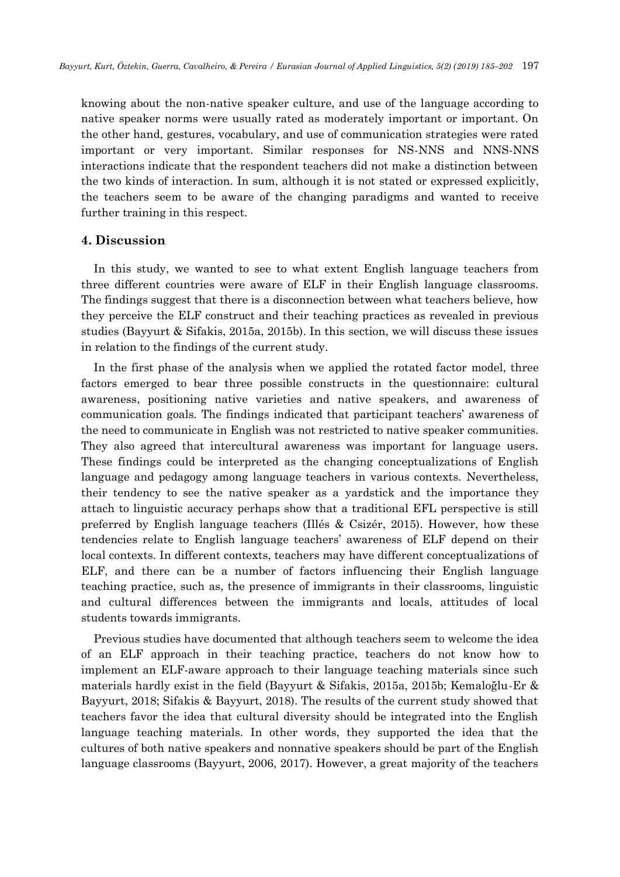knowing about the non-native speaker culture, and use of the language according to native speaker norms were usually rated as moderately important or important. On the other hand, gestures, vocabulary, and use of communication strategies were rated important or very important. Similar responses for NS-NNS and NNS-NNS interactions indicate that the respondent teachers did not make a distinction between the two kinds of interaction. In sum, although it is not stated or expressed explicitly, the teachers seem to be aware of the changing paradigms and wanted to receive further training in this respect.

## 4. Discussion

In this study, we wanted to see to what extent English language teachers from three different countries were aware of ELF in their English language classrooms. The findings suggest that there is a disconnection between what teachers believe, how they perceive the ELF construct and their teaching practices as revealed in previous studies (Bayyurt & Sifakis, 2015a, 2015b). In this section, we will discuss these issues in relation to the findings of the current study.

In the first phase of the analysis when we applied the rotated factor model, three factors emerged to bear three possible constructs in the questionnaire: cultural awareness, positioning native varieties and native speakers, and awareness of communication goals. The findings indicated that participant teachers' awareness of the need to communicate in English was not restricted to native speaker communities. They also agreed that intercultural awareness was important for language users. These findings could be interpreted as the changing conceptualizations of English language and pedagogy among language teachers in various contexts. Nevertheless, their tendency to see the native speaker as a yardstick and the importance they attach to linguistic accuracy perhaps show that a traditional EFL perspective is still preferred by English language teachers (Illés & Csizér, 2015). However, how these tendencies relate to English language teachers' awareness of ELF depend on their local contexts. In different contexts, teachers may have different conceptualizations of ELF, and there can be a number of factors influencing their English language teaching practice, such as, the presence of immigrants in their classrooms, linguistic and cultural differences between the immigrants and locals, attitudes of local students towards immigrants.

Previous studies have documented that although teachers seem to welcome the idea of an ELF approach in their teaching practice, teachers do not know how to implement an ELF-aware approach to their language teaching materials since such materials hardly exist in the field (Bayyurt & Sifakis, 2015a, 2015b; Kemaloğlu-Er & Bayyurt, 2018; Sifakis & Bayyurt, 2018). The results of the current study showed that teachers favor the idea that cultural diversity should be integrated into the English language teaching materials. In other words, they supported the idea that the cultures of both native speakers and nonnative speakers should be part of the English language classrooms (Bayyurt, 2006, 2017). However, a great majority of the teachers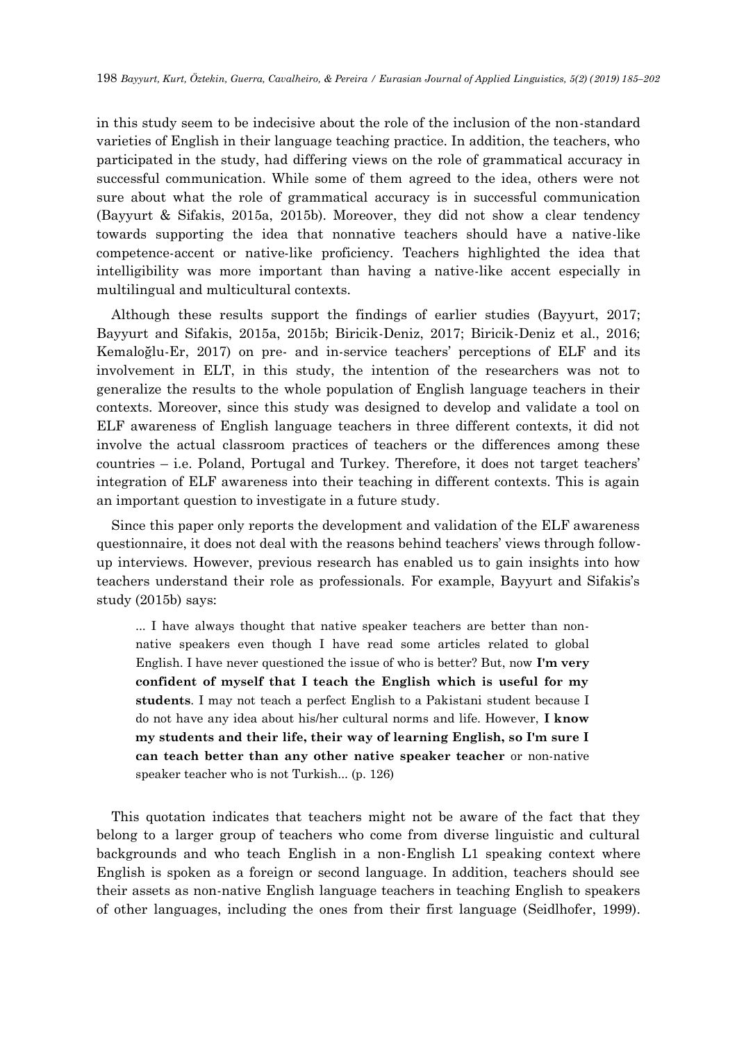in this study seem to be indecisive about the role of the inclusion of the non-standard varieties of English in their language teaching practice. In addition, the teachers, who participated in the study, had differing views on the role of grammatical accuracy in successful communication. While some of them agreed to the idea, others were not sure about what the role of grammatical accuracy is in successful communication (Bayyurt & Sifakis, 2015a, 2015b). Moreover, they did not show a clear tendency towards supporting the idea that nonnative teachers should have a native-like competence-accent or native-like proficiency. Teachers highlighted the idea that intelligibility was more important than having a native-like accent especially in multilingual and multicultural contexts.

Although these results support the findings of earlier studies (Bayyurt, 2017; Bayyurt and Sifakis, 2015a, 2015b; Biricik-Deniz, 2017; Biricik-Deniz et al., 2016; Kemaloğlu-Er, 2017) on pre- and in-service teachers' perceptions of ELF and its involvement in ELT, in this study, the intention of the researchers was not to generalize the results to the whole population of English language teachers in their contexts. Moreover, since this study was designed to develop and validate a tool on ELF awareness of English language teachers in three different contexts, it did not involve the actual classroom practices of teachers or the differences among these countries – i.e. Poland, Portugal and Turkey. Therefore, it does not target teachers' integration of ELF awareness into their teaching in different contexts. This is again an important question to investigate in a future study.

Since this paper only reports the development and validation of the ELF awareness questionnaire, it does not deal with the reasons behind teachers' views through follow-up interviews. However, previous research has enabled us to gain insights into how teachers understand their role as professionals. For example, Bayyurt and Sifakis's study (2015b) says:

> ... I have always thought that native speaker teachers are better than non-native speakers even though I have read some articles related to global English. I have never questioned the issue of who is better? But, now **I'm very confident of myself that I teach the English which is useful for my students**. I may not teach a perfect English to a Pakistani student because I do not have any idea about his/her cultural norms and life. However, **I know my students and their life, their way of learning English, so I'm sure I can teach better than any other native speaker teacher** or non-native speaker teacher who is not Turkish... (p. 126)

This quotation indicates that teachers might not be aware of the fact that they belong to a larger group of teachers who come from diverse linguistic and cultural backgrounds and who teach English in a non-English L1 speaking context where English is spoken as a foreign or second language. In addition, teachers should see their assets as non-native English language teachers in teaching English to speakers of other languages, including the ones from their first language (Seidlhofer, 1999).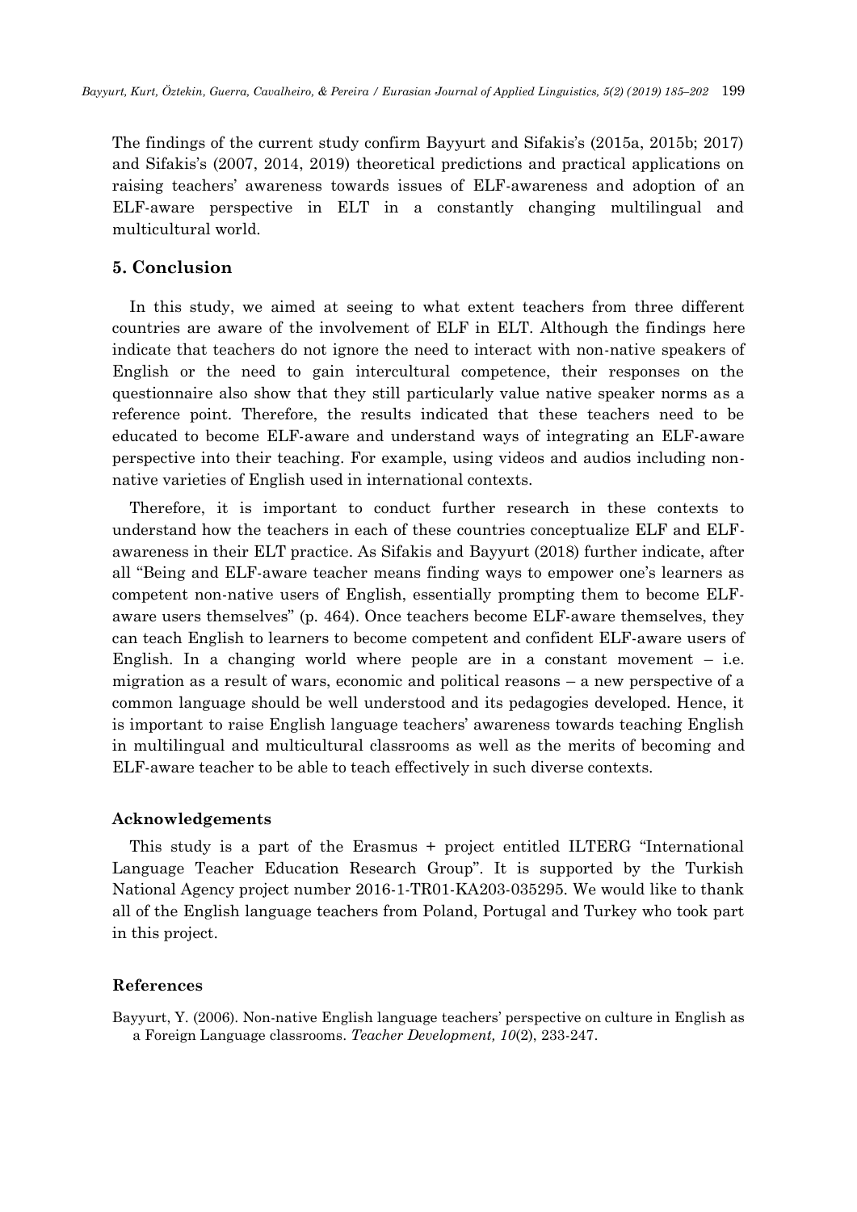The findings of the current study confirm Bayyurt and Sifakis's (2015a, 2015b; 2017) and Sifakis's (2007, 2014, 2019) theoretical predictions and practical applications on raising teachers' awareness towards issues of ELF-awareness and adoption of an ELF-aware perspective in ELT in a constantly changing multilingual and multicultural world.

## 5. Conclusion

In this study, we aimed at seeing to what extent teachers from three different countries are aware of the involvement of ELF in ELT. Although the findings here indicate that teachers do not ignore the need to interact with non-native speakers of English or the need to gain intercultural competence, their responses on the questionnaire also show that they still particularly value native speaker norms as a reference point. Therefore, the results indicated that these teachers need to be educated to become ELF-aware and understand ways of integrating an ELF-aware perspective into their teaching. For example, using videos and audios including non-native varieties of English used in international contexts.

Therefore, it is important to conduct further research in these contexts to understand how the teachers in each of these countries conceptualize ELF and ELF-awareness in their ELT practice. As Sifakis and Bayyurt (2018) further indicate, after all "Being and ELF-aware teacher means finding ways to empower one's learners as competent non-native users of English, essentially prompting them to become ELF-aware users themselves" (p. 464). Once teachers become ELF-aware themselves, they can teach English to learners to become competent and confident ELF-aware users of English. In a changing world where people are in a constant movement – i.e. migration as a result of wars, economic and political reasons – a new perspective of a common language should be well understood and its pedagogies developed. Hence, it is important to raise English language teachers' awareness towards teaching English in multilingual and multicultural classrooms as well as the merits of becoming and ELF-aware teacher to be able to teach effectively in such diverse contexts.

### Acknowledgements

This study is a part of the Erasmus + project entitled ILTERG "International Language Teacher Education Research Group". It is supported by the Turkish National Agency project number 2016-1-TR01-KA203-035295. We would like to thank all of the English language teachers from Poland, Portugal and Turkey who took part in this project.

### References

Bayyurt, Y. (2006). Non-native English language teachers' perspective on culture in English as a Foreign Language classrooms. *Teacher Development, 10*(2), 233-247.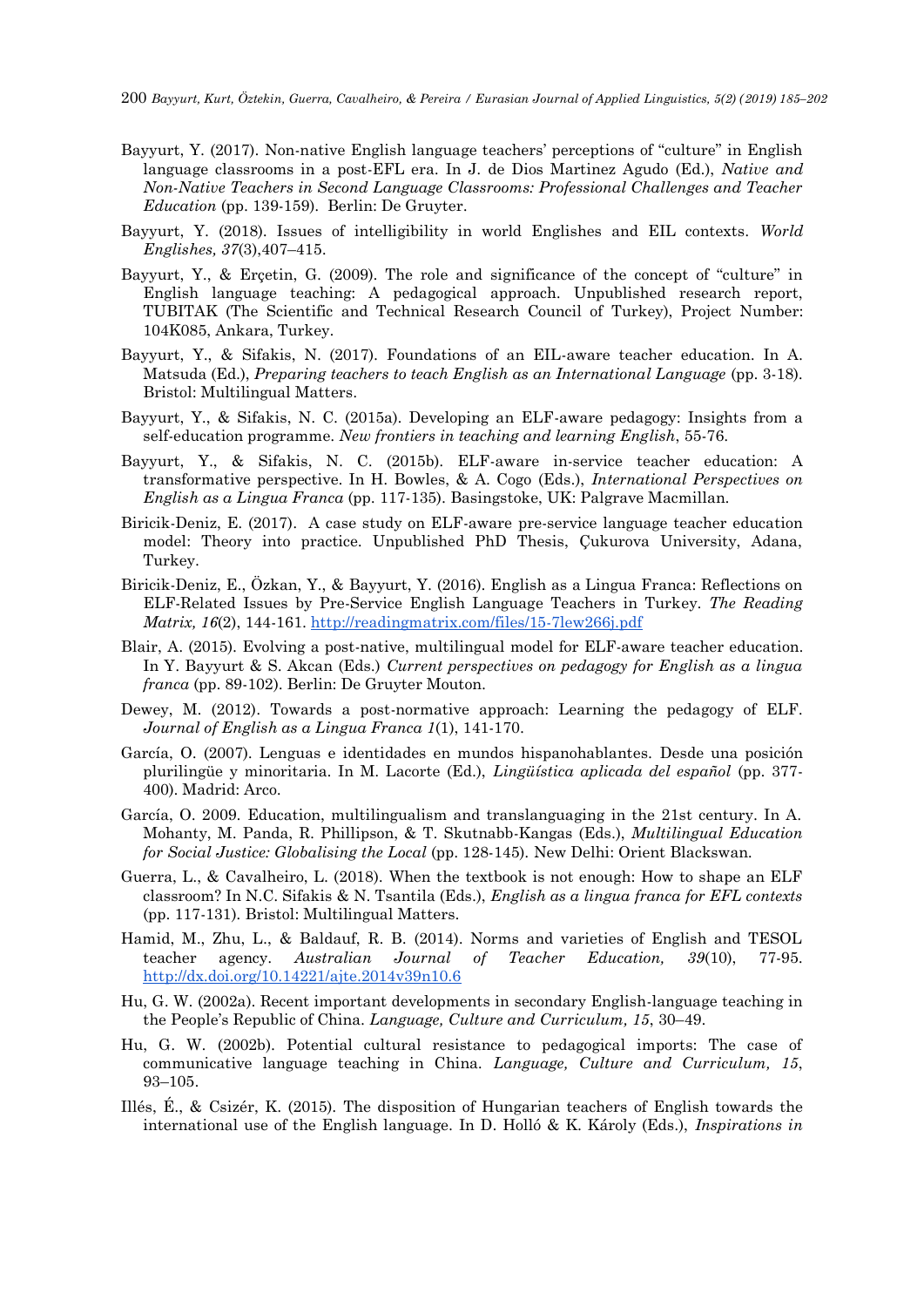Bayyurt, Y. (2017). Non-native English language teachers' perceptions of "culture" in English language classrooms in a post-EFL era. In J. de Dios Martinez Agudo (Ed.), *Native and Non-Native Teachers in Second Language Classrooms: Professional Challenges and Teacher Education* (pp. 139-159). Berlin: De Gruyter.

Bayyurt, Y. (2018). Issues of intelligibility in world Englishes and EIL contexts. *World Englishes, 37*(3),407–415.

Bayyurt, Y., & Erçetin, G. (2009). The role and significance of the concept of "culture" in English language teaching: A pedagogical approach. Unpublished research report, TUBITAK (The Scientific and Technical Research Council of Turkey), Project Number: 104K085, Ankara, Turkey.

Bayyurt, Y., & Sifakis, N. (2017). Foundations of an EIL-aware teacher education. In A. Matsuda (Ed.), *Preparing teachers to teach English as an International Language* (pp. 3-18). Bristol: Multilingual Matters.

Bayyurt, Y., & Sifakis, N. C. (2015a). Developing an ELF-aware pedagogy: Insights from a self-education programme. *New frontiers in teaching and learning English*, 55-76.

Bayyurt, Y., & Sifakis, N. C. (2015b). ELF-aware in-service teacher education: A transformative perspective. In H. Bowles, & A. Cogo (Eds.), *International Perspectives on English as a Lingua Franca* (pp. 117-135). Basingstoke, UK: Palgrave Macmillan.

Biricik-Deniz, E. (2017). A case study on ELF-aware pre-service language teacher education model: Theory into practice. Unpublished PhD Thesis, Çukurova University, Adana, Turkey.

Biricik-Deniz, E., Özkan, Y., & Bayyurt, Y. (2016). English as a Lingua Franca: Reflections on ELF-Related Issues by Pre-Service English Language Teachers in Turkey. *The Reading Matrix, 16*(2), 144-161. http://readingmatrix.com/files/15-7lew266j.pdf

Blair, A. (2015). Evolving a post-native, multilingual model for ELF-aware teacher education. In Y. Bayyurt & S. Akcan (Eds.) *Current perspectives on pedagogy for English as a lingua franca* (pp. 89-102). Berlin: De Gruyter Mouton.

Dewey, M. (2012). Towards a post-normative approach: Learning the pedagogy of ELF. *Journal of English as a Lingua Franca 1*(1), 141-170.

García, O. (2007). Lenguas e identidades en mundos hispanohablantes. Desde una posición plurilingüe y minoritaria. In M. Lacorte (Ed.), *Lingüística aplicada del español* (pp. 377-400). Madrid: Arco.

García, O. 2009. Education, multilingualism and translanguaging in the 21st century. In A. Mohanty, M. Panda, R. Phillipson, & T. Skutnabb-Kangas (Eds.), *Multilingual Education for Social Justice: Globalising the Local* (pp. 128-145). New Delhi: Orient Blackswan.

Guerra, L., & Cavalheiro, L. (2018). When the textbook is not enough: How to shape an ELF classroom? In N.C. Sifakis & N. Tsantila (Eds.), *English as a lingua franca for EFL contexts* (pp. 117-131). Bristol: Multilingual Matters.

Hamid, M., Zhu, L., & Baldauf, R. B. (2014). Norms and varieties of English and TESOL teacher agency. *Australian Journal of Teacher Education, 39*(10), 77-95. http://dx.doi.org/10.14221/ajte.2014v39n10.6

Hu, G. W. (2002a). Recent important developments in secondary English-language teaching in the People's Republic of China. *Language, Culture and Curriculum, 15*, 30–49.

Hu, G. W. (2002b). Potential cultural resistance to pedagogical imports: The case of communicative language teaching in China. *Language, Culture and Curriculum, 15*, 93–105.

Illés, É., & Csizér, K. (2015). The disposition of Hungarian teachers of English towards the international use of the English language. In D. Holló & K. Károly (Eds.), *Inspirations in*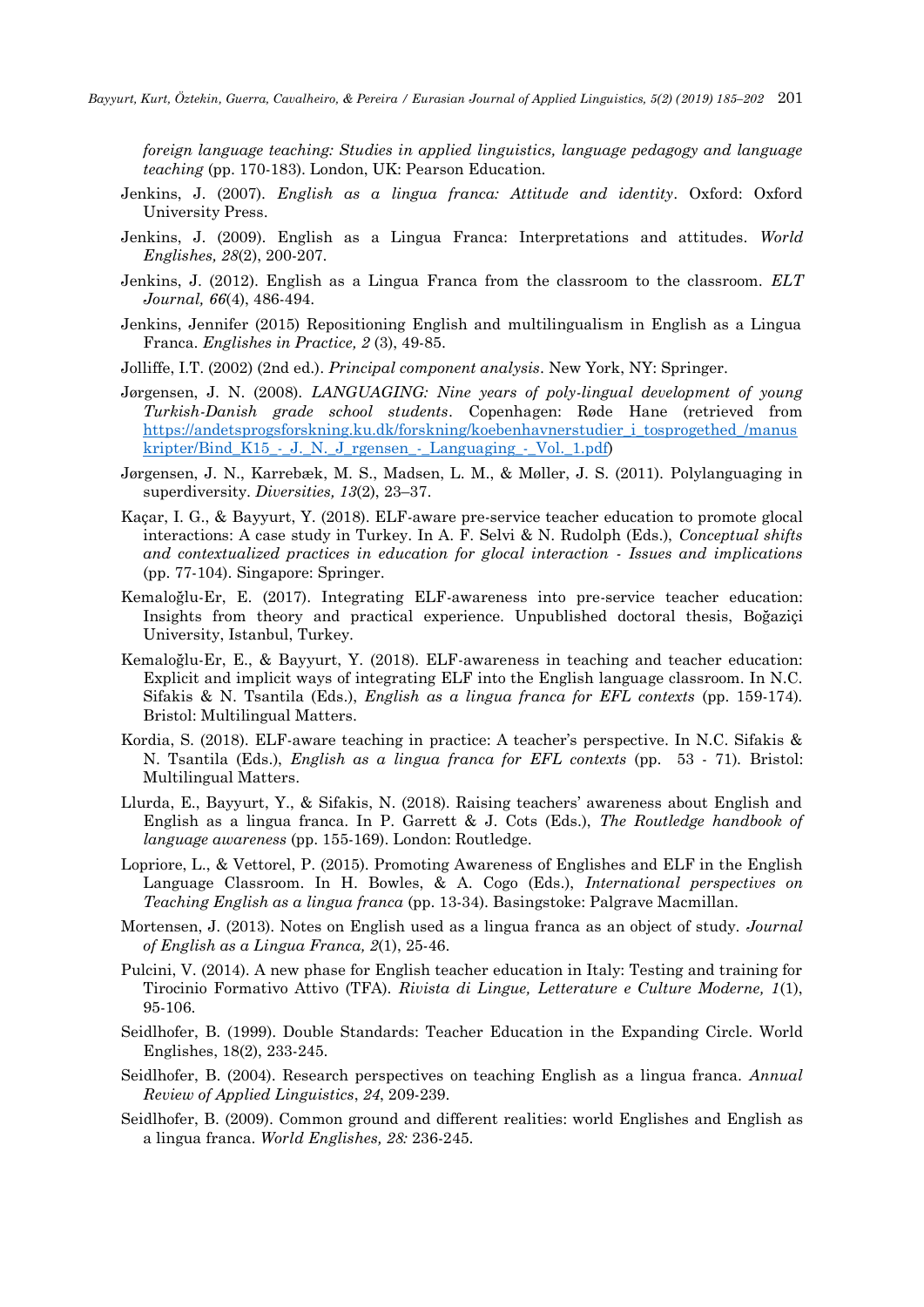*foreign language teaching: Studies in applied linguistics, language pedagogy and language teaching* (pp. 170-183). London, UK: Pearson Education.

Jenkins, J. (2007). *English as a lingua franca: Attitude and identity*. Oxford: Oxford University Press.

Jenkins, J. (2009). English as a Lingua Franca: Interpretations and attitudes. *World Englishes, 28*(2), 200-207.

Jenkins, J. (2012). English as a Lingua Franca from the classroom to the classroom. *ELT Journal, 66*(4), 486-494.

Jenkins, Jennifer (2015) Repositioning English and multilingualism in English as a Lingua Franca. *Englishes in Practice, 2* (3), 49-85.

Jolliffe, I.T. (2002) (2nd ed.). *Principal component analysis*. New York, NY: Springer.

Jørgensen, J. N. (2008). *LANGUAGING: Nine years of poly-lingual development of young Turkish-Danish grade school students*. Copenhagen: Røde Hane (retrieved from https://andetsprogsforskning.ku.dk/forskning/koebenhavnerstudier_i_tosprogethed_/manuskripter/Bind_K15_-_J._N._J_rgensen_-_Languaging_-_Vol._1.pdf)

Jørgensen, J. N., Karrebæk, M. S., Madsen, L. M., & Møller, J. S. (2011). Polylanguaging in superdiversity. *Diversities, 13*(2), 23–37.

Kaçar, I. G., & Bayyurt, Y. (2018). ELF-aware pre-service teacher education to promote glocal interactions: A case study in Turkey. In A. F. Selvi & N. Rudolph (Eds.), *Conceptual shifts and contextualized practices in education for glocal interaction - Issues and implications* (pp. 77-104). Singapore: Springer.

Kemaloğlu-Er, E. (2017). Integrating ELF-awareness into pre-service teacher education: Insights from theory and practical experience. Unpublished doctoral thesis, Boğaziçi University, Istanbul, Turkey.

Kemaloğlu-Er, E., & Bayyurt, Y. (2018). ELF-awareness in teaching and teacher education: Explicit and implicit ways of integrating ELF into the English language classroom. In N.C. Sifakis & N. Tsantila (Eds.), *English as a lingua franca for EFL contexts* (pp. 159-174). Bristol: Multilingual Matters.

Kordia, S. (2018). ELF-aware teaching in practice: A teacher's perspective. In N.C. Sifakis & N. Tsantila (Eds.), *English as a lingua franca for EFL contexts* (pp. 53 - 71). Bristol: Multilingual Matters.

Llurda, E., Bayyurt, Y., & Sifakis, N. (2018). Raising teachers' awareness about English and English as a lingua franca. In P. Garrett & J. Cots (Eds.), *The Routledge handbook of language awareness* (pp. 155-169). London: Routledge.

Lopriore, L., & Vettorel, P. (2015). Promoting Awareness of Englishes and ELF in the English Language Classroom. In H. Bowles, & A. Cogo (Eds.), *International perspectives on Teaching English as a lingua franca* (pp. 13-34). Basingstoke: Palgrave Macmillan.

Mortensen, J. (2013). Notes on English used as a lingua franca as an object of study. *Journal of English as a Lingua Franca, 2*(1), 25-46.

Pulcini, V. (2014). A new phase for English teacher education in Italy: Testing and training for Tirocinio Formativo Attivo (TFA). *Rivista di Lingue, Letterature e Culture Moderne, 1*(1), 95-106.

Seidlhofer, B. (1999). Double Standards: Teacher Education in the Expanding Circle. World Englishes, 18(2), 233-245.

Seidlhofer, B. (2004). Research perspectives on teaching English as a lingua franca. *Annual Review of Applied Linguistics*, *24*, 209-239.

Seidlhofer, B. (2009). Common ground and different realities: world Englishes and English as a lingua franca. *World Englishes, 28:* 236-245.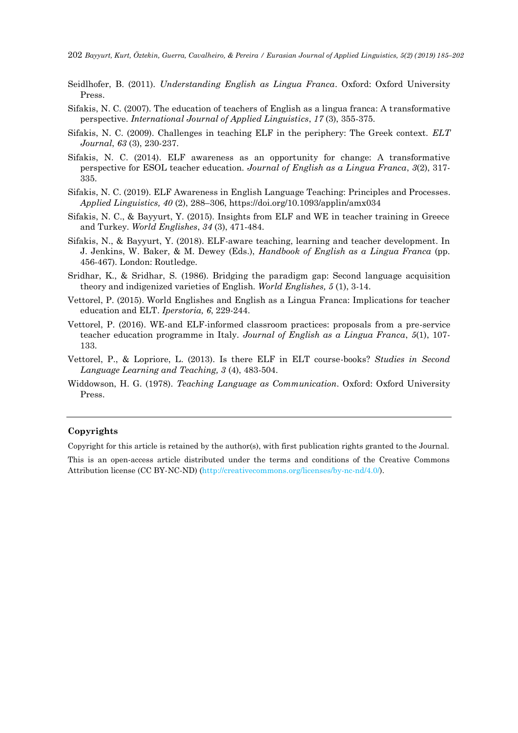Seidlhofer, B. (2011). *Understanding English as Lingua Franca*. Oxford: Oxford University Press.

Sifakis, N. C. (2007). The education of teachers of English as a lingua franca: A transformative perspective. *International Journal of Applied Linguistics*, *17* (3), 355-375.

Sifakis, N. C. (2009). Challenges in teaching ELF in the periphery: The Greek context. *ELT Journal*, *63* (3), 230-237.

Sifakis, N. C. (2014). ELF awareness as an opportunity for change: A transformative perspective for ESOL teacher education. *Journal of English as a Lingua Franca*, *3*(2), 317-335.

Sifakis, N. C. (2019). ELF Awareness in English Language Teaching: Principles and Processes. *Applied Linguistics, 40* (2), 288–306, https://doi.org/10.1093/applin/amx034

Sifakis, N. C., & Bayyurt, Y. (2015). Insights from ELF and WE in teacher training in Greece and Turkey. *World Englishes*, *34* (3), 471-484.

Sifakis, N., & Bayyurt, Y. (2018). ELF-aware teaching, learning and teacher development. In J. Jenkins, W. Baker, & M. Dewey (Eds.), *Handbook of English as a Lingua Franca* (pp. 456-467). London: Routledge.

Sridhar, K., & Sridhar, S. (1986). Bridging the paradigm gap: Second language acquisition theory and indigenized varieties of English. *World Englishes, 5* (1), 3-14.

Vettorel, P. (2015). World Englishes and English as a Lingua Franca: Implications for teacher education and ELT. *Iperstoria, 6*, 229-244.

Vettorel, P. (2016). WE-and ELF-informed classroom practices: proposals from a pre-service teacher education programme in Italy. *Journal of English as a Lingua Franca*, *5*(1), 107-133.

Vettorel, P., & Lopriore, L. (2013). Is there ELF in ELT course-books? *Studies in Second Language Learning and Teaching, 3* (4), 483-504.

Widdowson, H. G. (1978). *Teaching Language as Communication*. Oxford: Oxford University Press.

---

**Copyrights**

Copyright for this article is retained by the author(s), with first publication rights granted to the Journal.

This is an open-access article distributed under the terms and conditions of the Creative Commons Attribution license (CC BY-NC-ND) (http://creativecommons.org/licenses/by-nc-nd/4.0/).